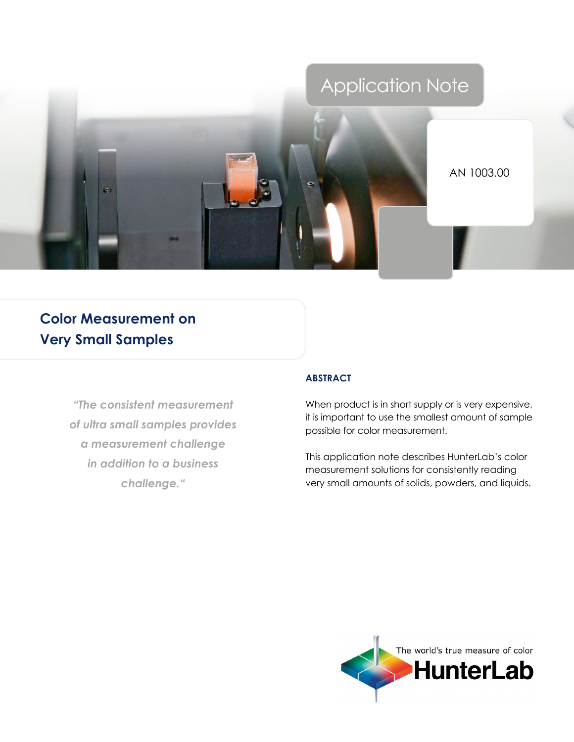Application Note

AN 1003.00

# Color Measurement on Very Small Samples

*"The consistent measurement of ultra small samples provides a measurement challenge in addition to a business challenge."*

## ABSTRACT

When product is in short supply or is very expensive, it is important to use the smallest amount of sample possible for color measurement.

This application note describes HunterLab's color measurement solutions for consistently reading very small amounts of solids, powders, and liquids.

The world's true measure of color

HunterLab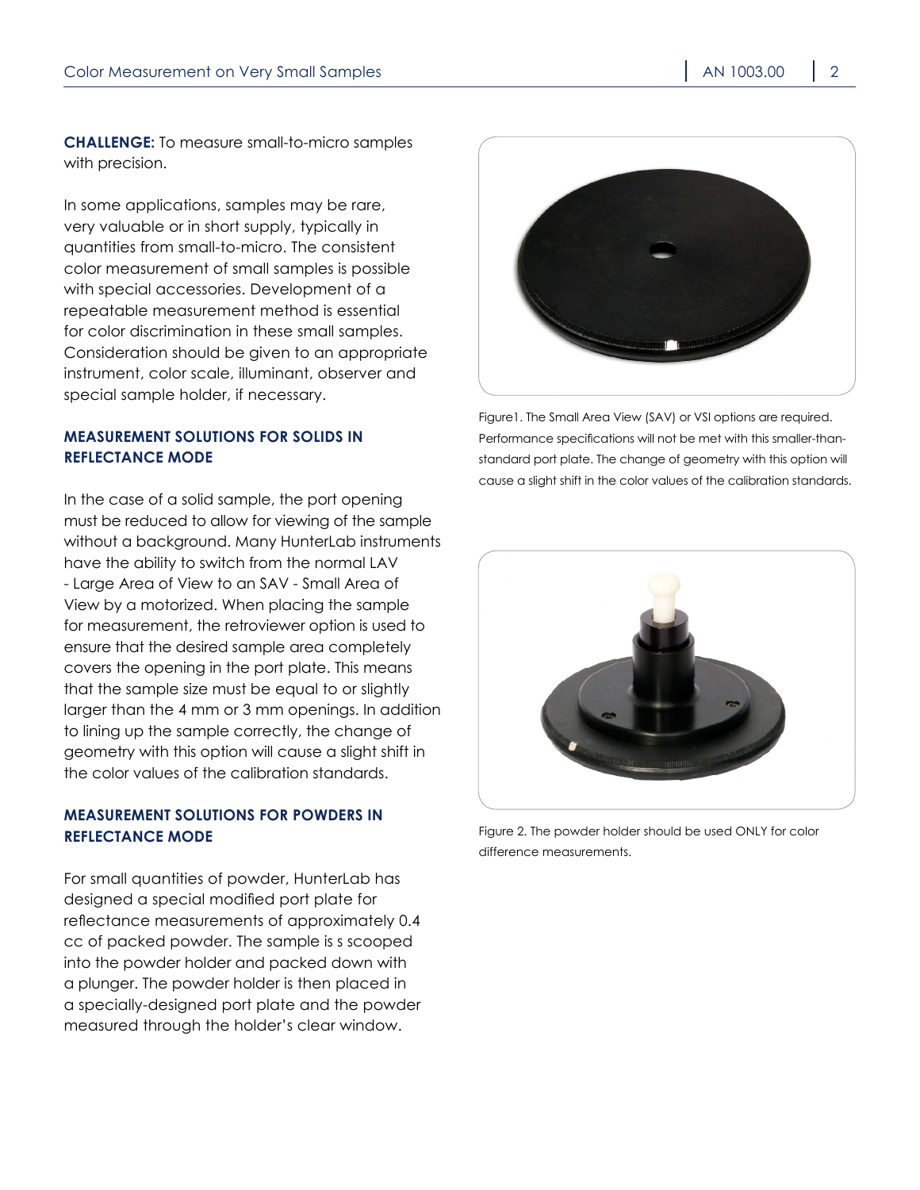**CHALLENGE:** To measure small-to-micro samples with precision.

In some applications, samples may be rare, very valuable or in short supply, typically in quantities from small-to-micro. The consistent color measurement of small samples is possible with special accessories. Development of a repeatable measurement method is essential for color discrimination in these small samples. Consideration should be given to an appropriate instrument, color scale, illuminant, observer and special sample holder, if necessary.

## MEASUREMENT SOLUTIONS FOR SOLIDS IN REFLECTANCE MODE

In the case of a solid sample, the port opening must be reduced to allow for viewing of the sample without a background. Many HunterLab instruments have the ability to switch from the normal LAV - Large Area of View to an SAV - Small Area of View by a motorized. When placing the sample for measurement, the retroviewer option is used to ensure that the desired sample area completely covers the opening in the port plate. This means that the sample size must be equal to or slightly larger than the 4 mm or 3 mm openings. In addition to lining up the sample correctly, the change of geometry with this option will cause a slight shift in the color values of the calibration standards.

## MEASUREMENT SOLUTIONS FOR POWDERS IN REFLECTANCE MODE

For small quantities of powder, HunterLab has designed a special modified port plate for reflectance measurements of approximately 0.4 cc of packed powder. The sample is s scooped into the powder holder and packed down with a plunger. The powder holder is then placed in a specially-designed port plate and the powder measured through the holder's clear window.

Figure1. The Small Area View (SAV) or VSI options are required. Performance specifications will not be met with this smaller-than-standard port plate. The change of geometry with this option will cause a slight shift in the color values of the calibration standards.

Figure 2. The powder holder should be used ONLY for color difference measurements.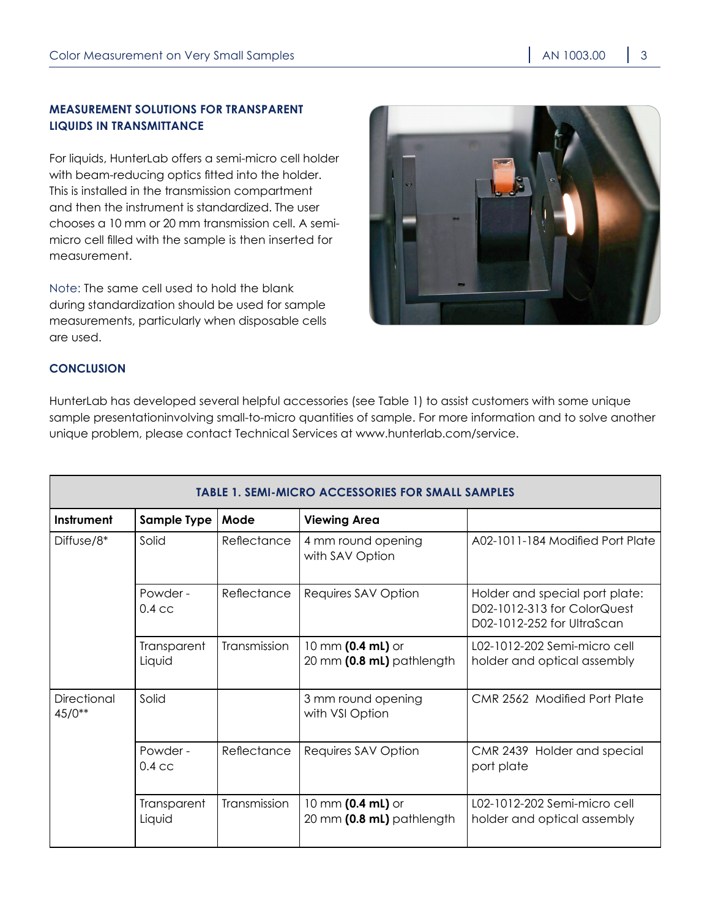## MEASUREMENT SOLUTIONS FOR TRANSPARENT LIQUIDS IN TRANSMITTANCE

For liquids, HunterLab offers a semi-micro cell holder with beam-reducing optics fitted into the holder. This is installed in the transmission compartment and then the instrument is standardized. The user chooses a 10 mm or 20 mm transmission cell. A semi-micro cell filled with the sample is then inserted for measurement.

Note: The same cell used to hold the blank during standardization should be used for sample measurements, particularly when disposable cells are used.

## CONCLUSION

HunterLab has developed several helpful accessories (see Table 1) to assist customers with some unique sample presentationinvolving small-to-micro quantities of sample. For more information and to solve another unique problem, please contact Technical Services at www.hunterlab.com/service.

**TABLE 1. SEMI-MICRO ACCESSORIES FOR SMALL SAMPLES**

| Instrument | Sample Type | Mode | Viewing Area | |
|---|---|---|---|---|
| Diffuse/8* | Solid | Reflectance | 4 mm round opening with SAV Option | A02-1011-184 Modified Port Plate |
| | Powder - 0.4 cc | Reflectance | Requires SAV Option | Holder and special port plate: D02-1012-313 for ColorQuest D02-1012-252 for UltraScan |
| | Transparent Liquid | Transmission | 10 mm **(0.4 mL)** or 20 mm **(0.8 mL)** pathlength | L02-1012-202 Semi-micro cell holder and optical assembly |
| Directional 45/0** | Solid | | 3 mm round opening with VSI Option | CMR 2562 Modified Port Plate |
| | Powder - 0.4 cc | Reflectance | Requires SAV Option | CMR 2439 Holder and special port plate |
| | Transparent Liquid | Transmission | 10 mm **(0.4 mL)** or 20 mm **(0.8 mL)** pathlength | L02-1012-202 Semi-micro cell holder and optical assembly |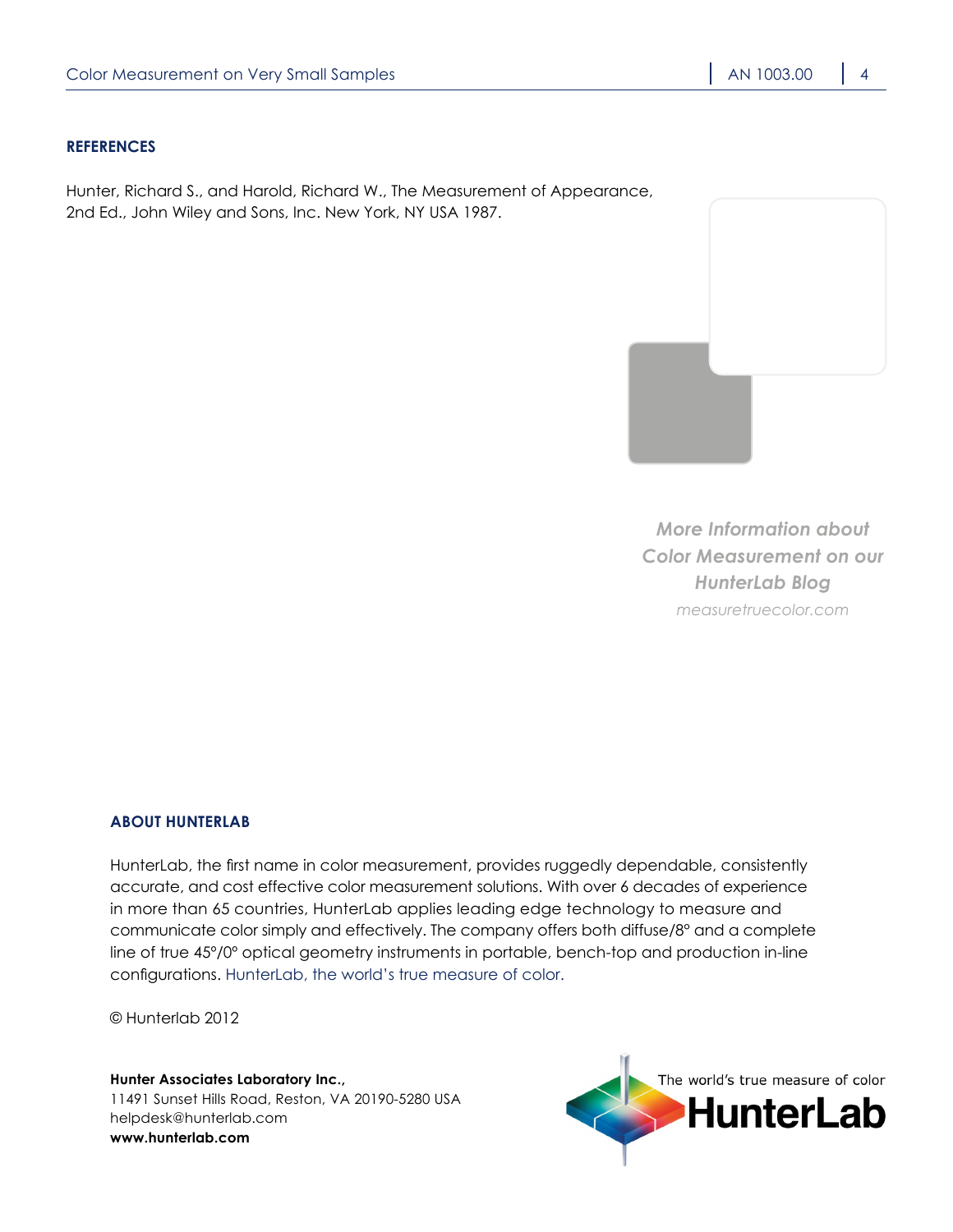## REFERENCES

Hunter, Richard S., and Harold, Richard W., The Measurement of Appearance, 2nd Ed., John Wiley and Sons, Inc. New York, NY USA 1987.

***More Information about Color Measurement on our HunterLab Blog***

*measuretruecolor.com*

## ABOUT HUNTERLAB

HunterLab, the first name in color measurement, provides ruggedly dependable, consistently accurate, and cost effective color measurement solutions. With over 6 decades of experience in more than 65 countries, HunterLab applies leading edge technology to measure and communicate color simply and effectively. The company offers both diffuse/8° and a complete line of true 45°/0° optical geometry instruments in portable, bench-top and production in-line configurations. HunterLab, the world's true measure of color.

© Hunterlab 2012

**Hunter Associates Laboratory Inc.,**
11491 Sunset Hills Road, Reston, VA 20190-5280 USA
helpdesk@hunterlab.com
**www.hunterlab.com**

The world's true measure of color
HunterLab